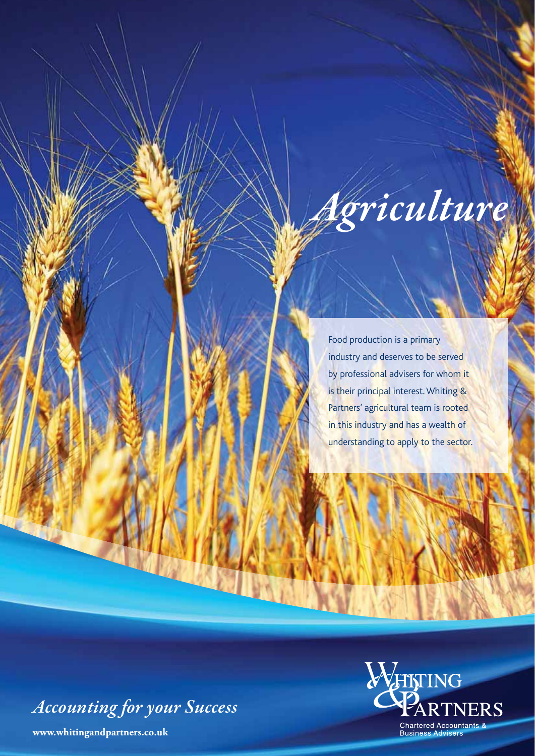# *Agriculture*

Food production is a primary industry and deserves to be served by professional advisers for whom it is their principal interest. Whiting & Partners' agricultural team is rooted in this industry and has a wealth of understanding to apply to the sector.

*Accounting for your Success*

**www.whitingandpartners.co.uk**

Whiting & Partners
Chartered Accountants & Business Advisers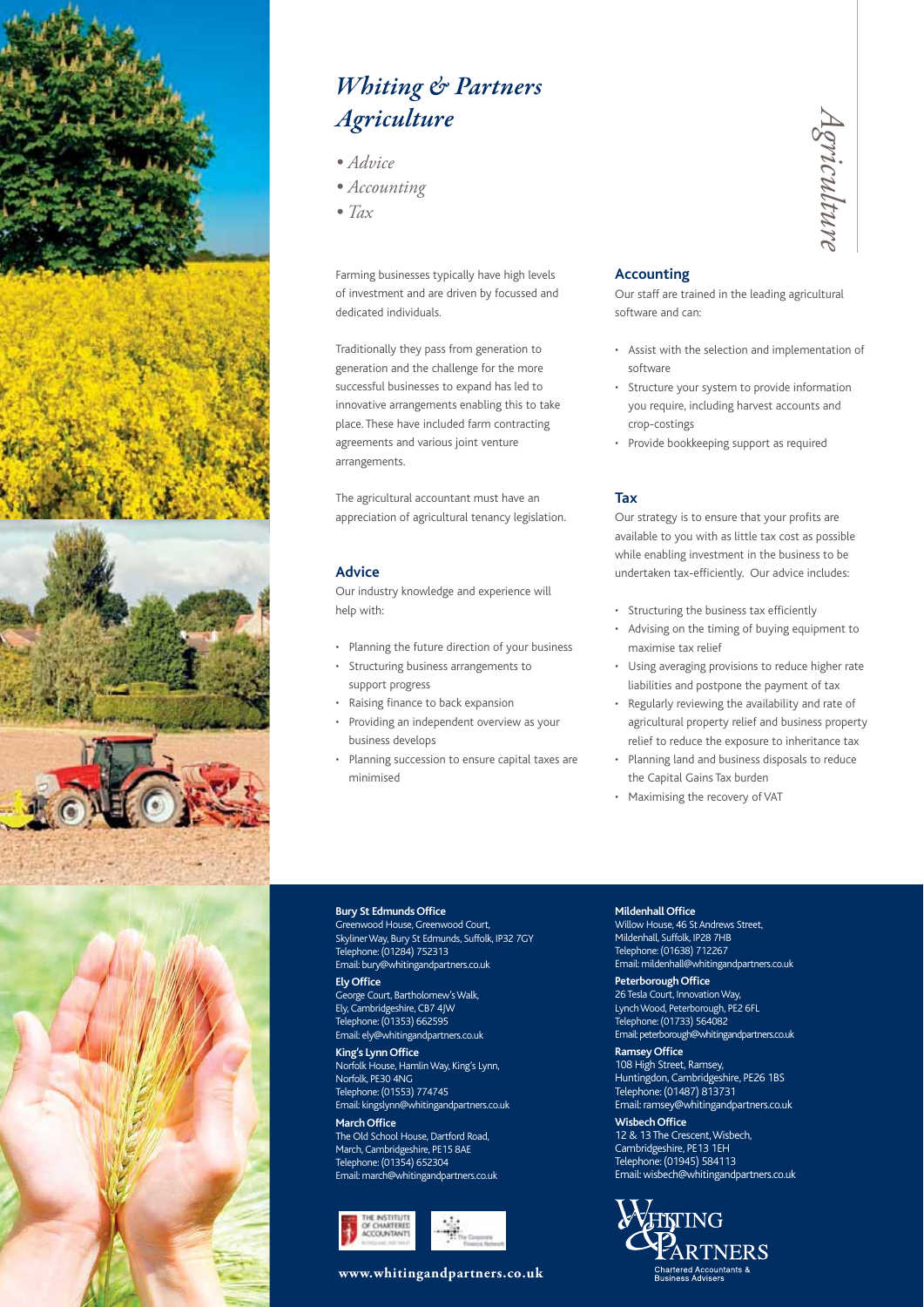# *Whiting & Partners Agriculture*

- *Advice*
- *Accounting*
- *Tax*

*Agriculture*

Farming businesses typically have high levels of investment and are driven by focussed and dedicated individuals.

Traditionally they pass from generation to generation and the challenge for the more successful businesses to expand has led to innovative arrangements enabling this to take place. These have included farm contracting agreements and various joint venture arrangements.

The agricultural accountant must have an appreciation of agricultural tenancy legislation.

## Advice

Our industry knowledge and experience will help with:

- Planning the future direction of your business
- Structuring business arrangements to support progress
- Raising finance to back expansion
- Providing an independent overview as your business develops
- Planning succession to ensure capital taxes are minimised

## Accounting

Our staff are trained in the leading agricultural software and can:

- Assist with the selection and implementation of software
- Structure your system to provide information you require, including harvest accounts and crop-costings
- Provide bookkeeping support as required

## Tax

Our strategy is to ensure that your profits are available to you with as little tax cost as possible while enabling investment in the business to be undertaken tax-efficiently. Our advice includes:

- Structuring the business tax efficiently
- Advising on the timing of buying equipment to maximise tax relief
- Using averaging provisions to reduce higher rate liabilities and postpone the payment of tax
- Regularly reviewing the availability and rate of agricultural property relief and business property relief to reduce the exposure to inheritance tax
- Planning land and business disposals to reduce the Capital Gains Tax burden
- Maximising the recovery of VAT

**Bury St Edmunds Office**
Greenwood House, Greenwood Court,
Skyliner Way, Bury St Edmunds, Suffolk, IP32 7GY
Telephone: (01284) 752313
Email: bury@whitingandpartners.co.uk

**Ely Office**
George Court, Bartholomew's Walk,
Ely, Cambridgeshire, CB7 4JW
Telephone: (01353) 662595
Email: ely@whitingandpartners.co.uk

**King's Lynn Office**
Norfolk House, Hamlin Way, King's Lynn,
Norfolk, PE30 4NG
Telephone: (01553) 774745
Email: kingslynn@whitingandpartners.co.uk

**March Office**
The Old School House, Dartford Road,
March, Cambridgeshire, PE15 8AE
Telephone: (01354) 652304
Email: march@whitingandpartners.co.uk

**Mildenhall Office**
Willow House, 46 St Andrews Street,
Mildenhall, Suffolk, IP28 7HB
Telephone: (01638) 712267
Email: mildenhall@whitingandpartners.co.uk

**Peterborough Office**
26 Tesla Court, Innovation Way,
Lynch Wood, Peterborough, PE2 6FL
Telephone: (01733) 564082
Email: peterborough@whitingandpartners.co.uk

**Ramsey Office**
108 High Street, Ramsey,
Huntingdon, Cambridgeshire, PE26 1BS
Telephone: (01487) 813731
Email: ramsey@whitingandpartners.co.uk

**Wisbech Office**
12 & 13 The Crescent, Wisbech,
Cambridgeshire, PE13 1EH
Telephone: (01945) 584113
Email: wisbech@whitingandpartners.co.uk

The Institute of Chartered Accountants in England and Wales

The Corporate Finance Network

**www.whitingandpartners.co.uk**

Whiting & Partners
Chartered Accountants & Business Advisers